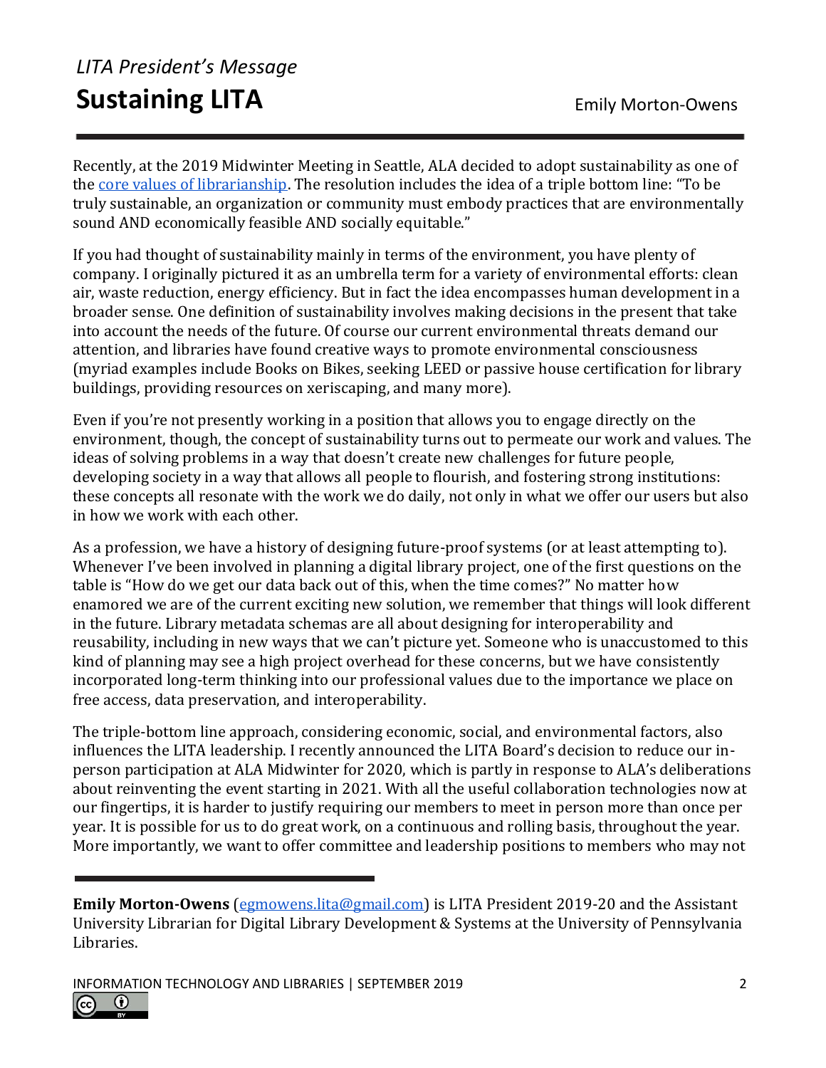*LITA President's Message*

# Sustaining LITA

Emily Morton-Owens

Recently, at the 2019 Midwinter Meeting in Seattle, ALA decided to adopt sustainability as one of the [core values of librarianship](). The resolution includes the idea of a triple bottom line: "To be truly sustainable, an organization or community must embody practices that are environmentally sound AND economically feasible AND socially equitable."

If you had thought of sustainability mainly in terms of the environment, you have plenty of company. I originally pictured it as an umbrella term for a variety of environmental efforts: clean air, waste reduction, energy efficiency. But in fact the idea encompasses human development in a broader sense. One definition of sustainability involves making decisions in the present that take into account the needs of the future. Of course our current environmental threats demand our attention, and libraries have found creative ways to promote environmental consciousness (myriad examples include Books on Bikes, seeking LEED or passive house certification for library buildings, providing resources on xeriscaping, and many more).

Even if you're not presently working in a position that allows you to engage directly on the environment, though, the concept of sustainability turns out to permeate our work and values. The ideas of solving problems in a way that doesn't create new challenges for future people, developing society in a way that allows all people to flourish, and fostering strong institutions: these concepts all resonate with the work we do daily, not only in what we offer our users but also in how we work with each other.

As a profession, we have a history of designing future-proof systems (or at least attempting to). Whenever I've been involved in planning a digital library project, one of the first questions on the table is "How do we get our data back out of this, when the time comes?" No matter how enamored we are of the current exciting new solution, we remember that things will look different in the future. Library metadata schemas are all about designing for interoperability and reusability, including in new ways that we can't picture yet. Someone who is unaccustomed to this kind of planning may see a high project overhead for these concerns, but we have consistently incorporated long-term thinking into our professional values due to the importance we place on free access, data preservation, and interoperability.

The triple-bottom line approach, considering economic, social, and environmental factors, also influences the LITA leadership. I recently announced the LITA Board's decision to reduce our in-person participation at ALA Midwinter for 2020, which is partly in response to ALA's deliberations about reinventing the event starting in 2021. With all the useful collaboration technologies now at our fingertips, it is harder to justify requiring our members to meet in person more than once per year. It is possible for us to do great work, on a continuous and rolling basis, throughout the year. More importantly, we want to offer committee and leadership positions to members who may not

---

**Emily Morton-Owens** ([egmowens.lita@gmail.com](mailto:egmowens.lita@gmail.com)) is LITA President 2019-20 and the Assistant University Librarian for Digital Library Development & Systems at the University of Pennsylvania Libraries.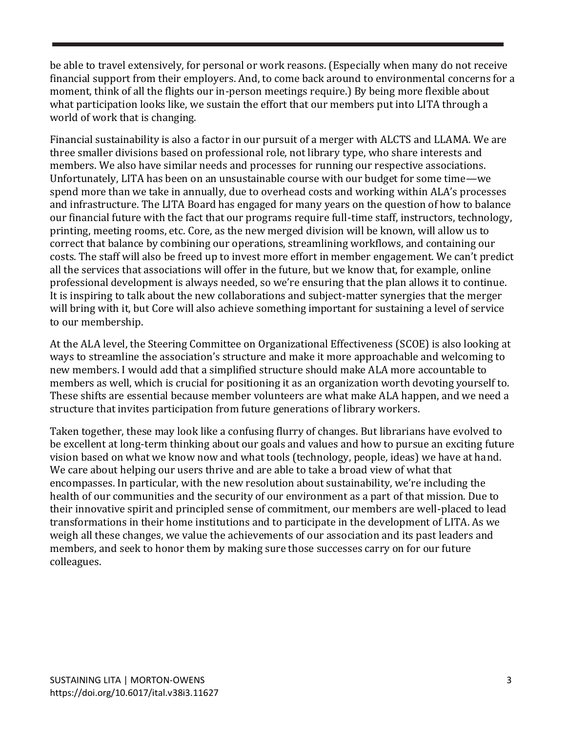be able to travel extensively, for personal or work reasons. (Especially when many do not receive financial support from their employers. And, to come back around to environmental concerns for a moment, think of all the flights our in-person meetings require.) By being more flexible about what participation looks like, we sustain the effort that our members put into LITA through a world of work that is changing.

Financial sustainability is also a factor in our pursuit of a merger with ALCTS and LLAMA. We are three smaller divisions based on professional role, not library type, who share interests and members. We also have similar needs and processes for running our respective associations. Unfortunately, LITA has been on an unsustainable course with our budget for some time—we spend more than we take in annually, due to overhead costs and working within ALA's processes and infrastructure. The LITA Board has engaged for many years on the question of how to balance our financial future with the fact that our programs require full-time staff, instructors, technology, printing, meeting rooms, etc. Core, as the new merged division will be known, will allow us to correct that balance by combining our operations, streamlining workflows, and containing our costs. The staff will also be freed up to invest more effort in member engagement. We can't predict all the services that associations will offer in the future, but we know that, for example, online professional development is always needed, so we're ensuring that the plan allows it to continue. It is inspiring to talk about the new collaborations and subject-matter synergies that the merger will bring with it, but Core will also achieve something important for sustaining a level of service to our membership.

At the ALA level, the Steering Committee on Organizational Effectiveness (SCOE) is also looking at ways to streamline the association's structure and make it more approachable and welcoming to new members. I would add that a simplified structure should make ALA more accountable to members as well, which is crucial for positioning it as an organization worth devoting yourself to. These shifts are essential because member volunteers are what make ALA happen, and we need a structure that invites participation from future generations of library workers.

Taken together, these may look like a confusing flurry of changes. But librarians have evolved to be excellent at long-term thinking about our goals and values and how to pursue an exciting future vision based on what we know now and what tools (technology, people, ideas) we have at hand. We care about helping our users thrive and are able to take a broad view of what that encompasses. In particular, with the new resolution about sustainability, we're including the health of our communities and the security of our environment as a part of that mission. Due to their innovative spirit and principled sense of commitment, our members are well-placed to lead transformations in their home institutions and to participate in the development of LITA. As we weigh all these changes, we value the achievements of our association and its past leaders and members, and seek to honor them by making sure those successes carry on for our future colleagues.